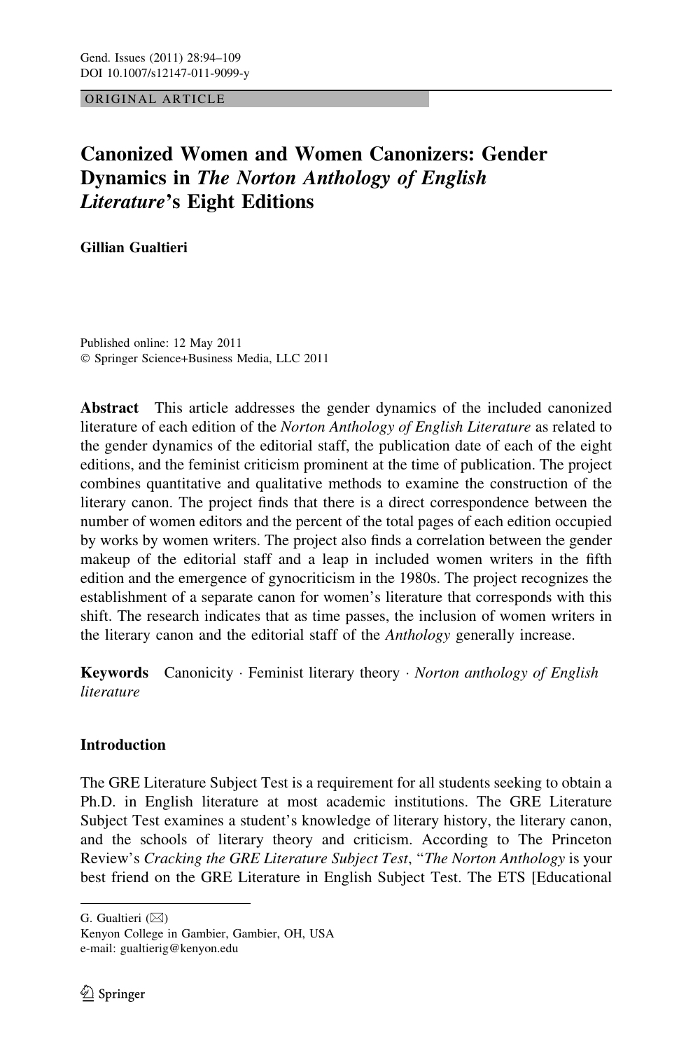ORIGINAL ARTICLE

# Canonized Women and Women Canonizers: Gender Dynamics in *The Norton Anthology of English Literature*'s Eight Editions

**Gillian Gualtieri**

Published online: 12 May 2011
© Springer Science+Business Media, LLC 2011

**Abstract** This article addresses the gender dynamics of the included canonized literature of each edition of the *Norton Anthology of English Literature* as related to the gender dynamics of the editorial staff, the publication date of each of the eight editions, and the feminist criticism prominent at the time of publication. The project combines quantitative and qualitative methods to examine the construction of the literary canon. The project finds that there is a direct correspondence between the number of women editors and the percent of the total pages of each edition occupied by works by women writers. The project also finds a correlation between the gender makeup of the editorial staff and a leap in included women writers in the fifth edition and the emergence of gynocriticism in the 1980s. The project recognizes the establishment of a separate canon for women's literature that corresponds with this shift. The research indicates that as time passes, the inclusion of women writers in the literary canon and the editorial staff of the *Anthology* generally increase.

**Keywords** Canonicity · Feminist literary theory · *Norton anthology of English literature*

## Introduction

The GRE Literature Subject Test is a requirement for all students seeking to obtain a Ph.D. in English literature at most academic institutions. The GRE Literature Subject Test examines a student's knowledge of literary history, the literary canon, and the schools of literary theory and criticism. According to The Princeton Review's *Cracking the GRE Literature Subject Test*, "*The Norton Anthology* is your best friend on the GRE Literature in English Subject Test. The ETS [Educational

---

G. Gualtieri (✉)
Kenyon College in Gambier, Gambier, OH, USA
e-mail: gualtierig@kenyon.edu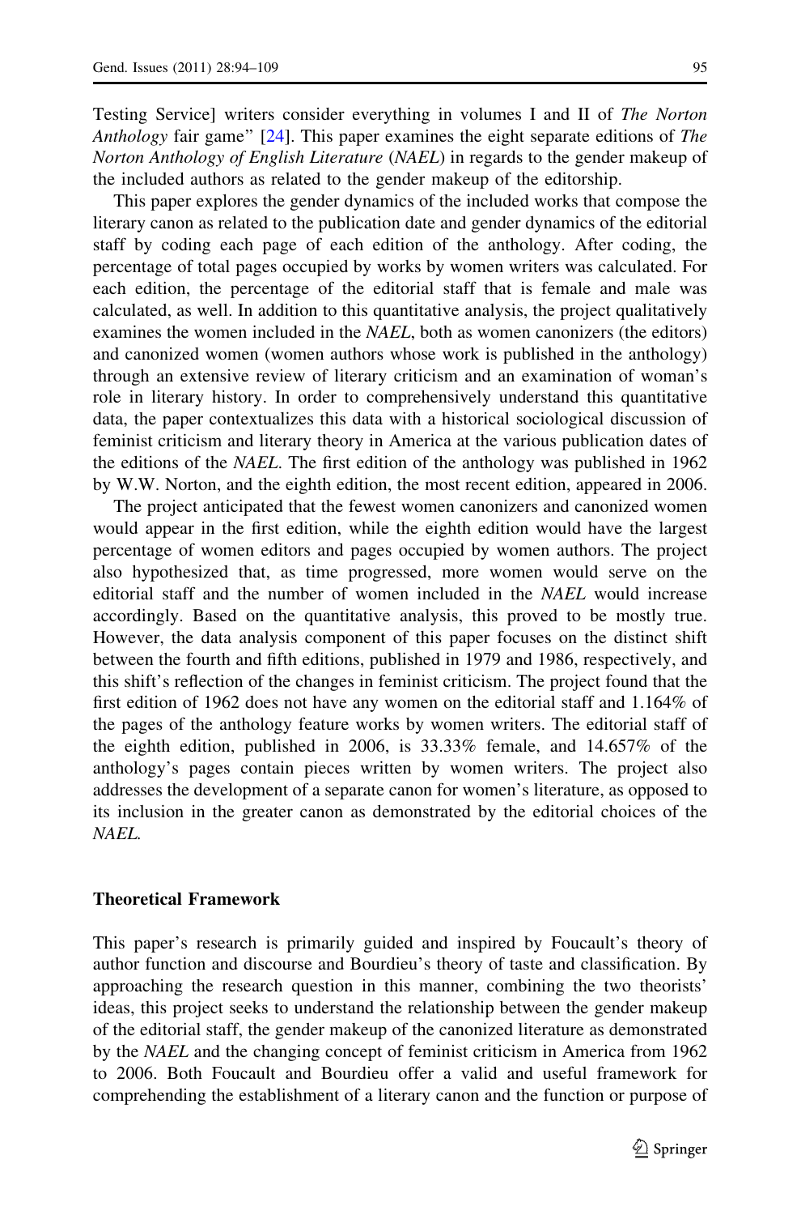Testing Service] writers consider everything in volumes I and II of *The Norton Anthology* fair game" [24]. This paper examines the eight separate editions of *The Norton Anthology of English Literature* (*NAEL*) in regards to the gender makeup of the included authors as related to the gender makeup of the editorship.

This paper explores the gender dynamics of the included works that compose the literary canon as related to the publication date and gender dynamics of the editorial staff by coding each page of each edition of the anthology. After coding, the percentage of total pages occupied by works by women writers was calculated. For each edition, the percentage of the editorial staff that is female and male was calculated, as well. In addition to this quantitative analysis, the project qualitatively examines the women included in the *NAEL*, both as women canonizers (the editors) and canonized women (women authors whose work is published in the anthology) through an extensive review of literary criticism and an examination of woman's role in literary history. In order to comprehensively understand this quantitative data, the paper contextualizes this data with a historical sociological discussion of feminist criticism and literary theory in America at the various publication dates of the editions of the *NAEL*. The first edition of the anthology was published in 1962 by W.W. Norton, and the eighth edition, the most recent edition, appeared in 2006.

The project anticipated that the fewest women canonizers and canonized women would appear in the first edition, while the eighth edition would have the largest percentage of women editors and pages occupied by women authors. The project also hypothesized that, as time progressed, more women would serve on the editorial staff and the number of women included in the *NAEL* would increase accordingly. Based on the quantitative analysis, this proved to be mostly true. However, the data analysis component of this paper focuses on the distinct shift between the fourth and fifth editions, published in 1979 and 1986, respectively, and this shift's reflection of the changes in feminist criticism. The project found that the first edition of 1962 does not have any women on the editorial staff and 1.164% of the pages of the anthology feature works by women writers. The editorial staff of the eighth edition, published in 2006, is 33.33% female, and 14.657% of the anthology's pages contain pieces written by women writers. The project also addresses the development of a separate canon for women's literature, as opposed to its inclusion in the greater canon as demonstrated by the editorial choices of the *NAEL*.

## Theoretical Framework

This paper's research is primarily guided and inspired by Foucault's theory of author function and discourse and Bourdieu's theory of taste and classification. By approaching the research question in this manner, combining the two theorists' ideas, this project seeks to understand the relationship between the gender makeup of the editorial staff, the gender makeup of the canonized literature as demonstrated by the *NAEL* and the changing concept of feminist criticism in America from 1962 to 2006. Both Foucault and Bourdieu offer a valid and useful framework for comprehending the establishment of a literary canon and the function or purpose of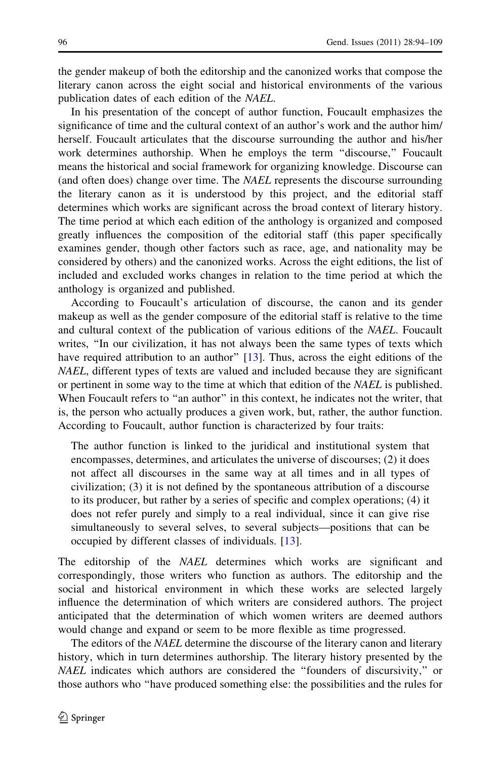the gender makeup of both the editorship and the canonized works that compose the literary canon across the eight social and historical environments of the various publication dates of each edition of the *NAEL*.

In his presentation of the concept of author function, Foucault emphasizes the significance of time and the cultural context of an author's work and the author him/herself. Foucault articulates that the discourse surrounding the author and his/her work determines authorship. When he employs the term "discourse," Foucault means the historical and social framework for organizing knowledge. Discourse can (and often does) change over time. The *NAEL* represents the discourse surrounding the literary canon as it is understood by this project, and the editorial staff determines which works are significant across the broad context of literary history. The time period at which each edition of the anthology is organized and composed greatly influences the composition of the editorial staff (this paper specifically examines gender, though other factors such as race, age, and nationality may be considered by others) and the canonized works. Across the eight editions, the list of included and excluded works changes in relation to the time period at which the anthology is organized and published.

According to Foucault's articulation of discourse, the canon and its gender makeup as well as the gender composure of the editorial staff is relative to the time and cultural context of the publication of various editions of the *NAEL*. Foucault writes, "In our civilization, it has not always been the same types of texts which have required attribution to an author" [13]. Thus, across the eight editions of the *NAEL*, different types of texts are valued and included because they are significant or pertinent in some way to the time at which that edition of the *NAEL* is published. When Foucault refers to "an author" in this context, he indicates not the writer, that is, the person who actually produces a given work, but, rather, the author function. According to Foucault, author function is characterized by four traits:

> The author function is linked to the juridical and institutional system that encompasses, determines, and articulates the universe of discourses; (2) it does not affect all discourses in the same way at all times and in all types of civilization; (3) it is not defined by the spontaneous attribution of a discourse to its producer, but rather by a series of specific and complex operations; (4) it does not refer purely and simply to a real individual, since it can give rise simultaneously to several selves, to several subjects—positions that can be occupied by different classes of individuals. [13].

The editorship of the *NAEL* determines which works are significant and correspondingly, those writers who function as authors. The editorship and the social and historical environment in which these works are selected largely influence the determination of which writers are considered authors. The project anticipated that the determination of which women writers are deemed authors would change and expand or seem to be more flexible as time progressed.

The editors of the *NAEL* determine the discourse of the literary canon and literary history, which in turn determines authorship. The literary history presented by the *NAEL* indicates which authors are considered the "founders of discursivity," or those authors who "have produced something else: the possibilities and the rules for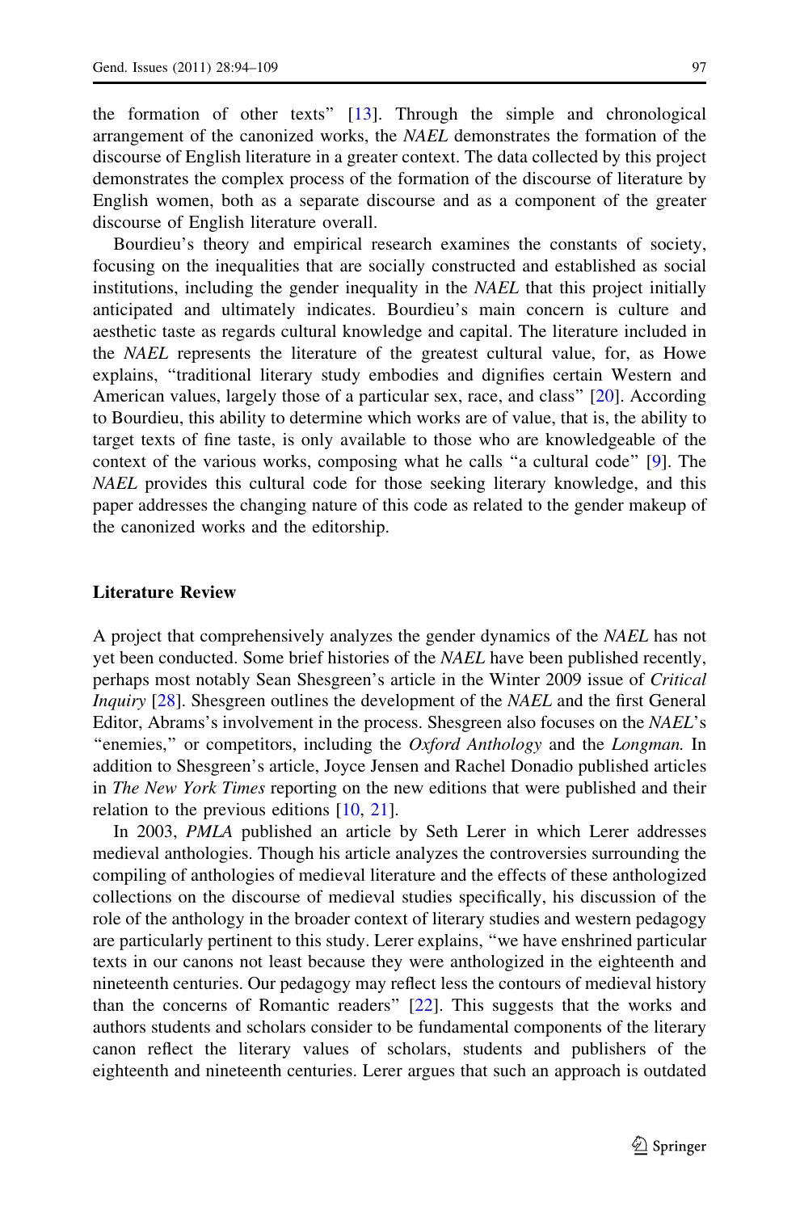the formation of other texts" [13]. Through the simple and chronological arrangement of the canonized works, the *NAEL* demonstrates the formation of the discourse of English literature in a greater context. The data collected by this project demonstrates the complex process of the formation of the discourse of literature by English women, both as a separate discourse and as a component of the greater discourse of English literature overall.

Bourdieu's theory and empirical research examines the constants of society, focusing on the inequalities that are socially constructed and established as social institutions, including the gender inequality in the *NAEL* that this project initially anticipated and ultimately indicates. Bourdieu's main concern is culture and aesthetic taste as regards cultural knowledge and capital. The literature included in the *NAEL* represents the literature of the greatest cultural value, for, as Howe explains, "traditional literary study embodies and dignifies certain Western and American values, largely those of a particular sex, race, and class" [20]. According to Bourdieu, this ability to determine which works are of value, that is, the ability to target texts of fine taste, is only available to those who are knowledgeable of the context of the various works, composing what he calls "a cultural code" [9]. The *NAEL* provides this cultural code for those seeking literary knowledge, and this paper addresses the changing nature of this code as related to the gender makeup of the canonized works and the editorship.

## Literature Review

A project that comprehensively analyzes the gender dynamics of the *NAEL* has not yet been conducted. Some brief histories of the *NAEL* have been published recently, perhaps most notably Sean Shesgreen's article in the Winter 2009 issue of *Critical Inquiry* [28]. Shesgreen outlines the development of the *NAEL* and the first General Editor, Abrams's involvement in the process. Shesgreen also focuses on the *NAEL*'s "enemies," or competitors, including the *Oxford Anthology* and the *Longman.* In addition to Shesgreen's article, Joyce Jensen and Rachel Donadio published articles in *The New York Times* reporting on the new editions that were published and their relation to the previous editions [10, 21].

In 2003, *PMLA* published an article by Seth Lerer in which Lerer addresses medieval anthologies. Though his article analyzes the controversies surrounding the compiling of anthologies of medieval literature and the effects of these anthologized collections on the discourse of medieval studies specifically, his discussion of the role of the anthology in the broader context of literary studies and western pedagogy are particularly pertinent to this study. Lerer explains, "we have enshrined particular texts in our canons not least because they were anthologized in the eighteenth and nineteenth centuries. Our pedagogy may reflect less the contours of medieval history than the concerns of Romantic readers" [22]. This suggests that the works and authors students and scholars consider to be fundamental components of the literary canon reflect the literary values of scholars, students and publishers of the eighteenth and nineteenth centuries. Lerer argues that such an approach is outdated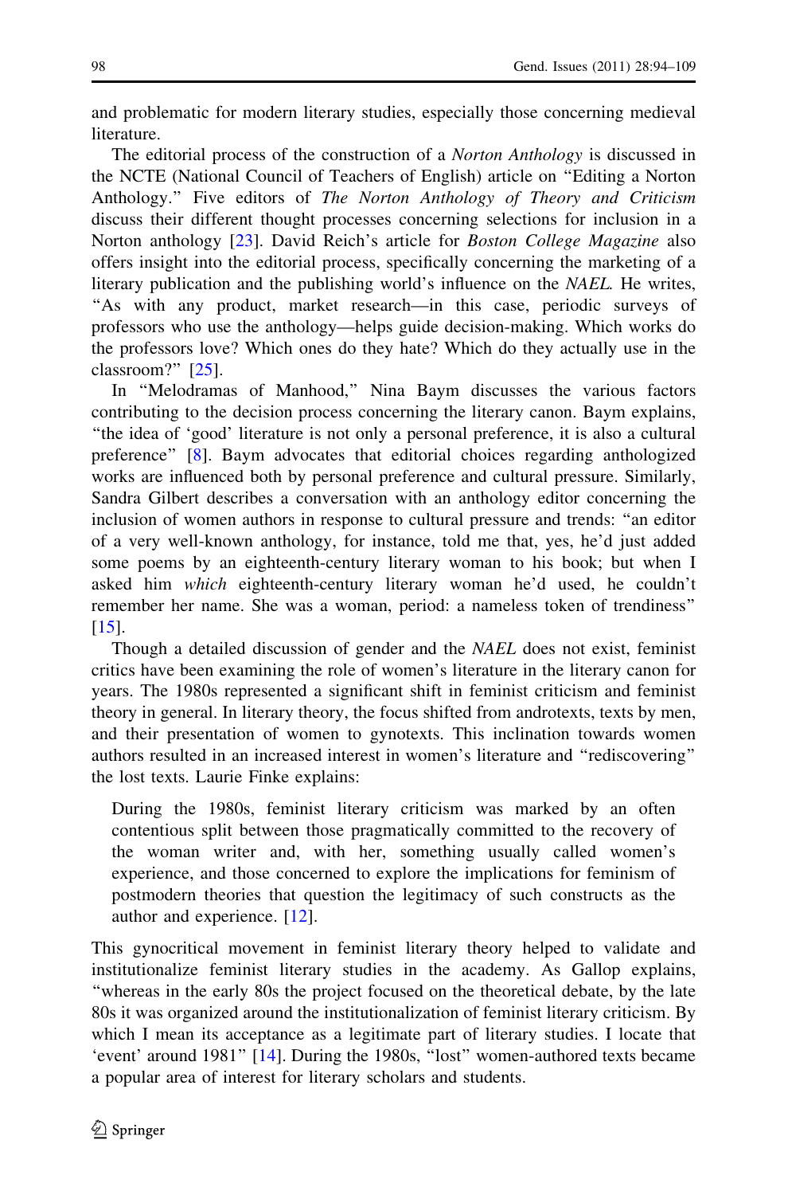and problematic for modern literary studies, especially those concerning medieval literature.

The editorial process of the construction of a *Norton Anthology* is discussed in the NCTE (National Council of Teachers of English) article on "Editing a Norton Anthology." Five editors of *The Norton Anthology of Theory and Criticism* discuss their different thought processes concerning selections for inclusion in a Norton anthology [23]. David Reich's article for *Boston College Magazine* also offers insight into the editorial process, specifically concerning the marketing of a literary publication and the publishing world's influence on the *NAEL*. He writes, "As with any product, market research—in this case, periodic surveys of professors who use the anthology—helps guide decision-making. Which works do the professors love? Which ones do they hate? Which do they actually use in the classroom?" [25].

In "Melodramas of Manhood," Nina Baym discusses the various factors contributing to the decision process concerning the literary canon. Baym explains, "the idea of 'good' literature is not only a personal preference, it is also a cultural preference" [8]. Baym advocates that editorial choices regarding anthologized works are influenced both by personal preference and cultural pressure. Similarly, Sandra Gilbert describes a conversation with an anthology editor concerning the inclusion of women authors in response to cultural pressure and trends: "an editor of a very well-known anthology, for instance, told me that, yes, he'd just added some poems by an eighteenth-century literary woman to his book; but when I asked him *which* eighteenth-century literary woman he'd used, he couldn't remember her name. She was a woman, period: a nameless token of trendiness" [15].

Though a detailed discussion of gender and the *NAEL* does not exist, feminist critics have been examining the role of women's literature in the literary canon for years. The 1980s represented a significant shift in feminist criticism and feminist theory in general. In literary theory, the focus shifted from androtexts, texts by men, and their presentation of women to gynotexts. This inclination towards women authors resulted in an increased interest in women's literature and "rediscovering" the lost texts. Laurie Finke explains:

> During the 1980s, feminist literary criticism was marked by an often contentious split between those pragmatically committed to the recovery of the woman writer and, with her, something usually called women's experience, and those concerned to explore the implications for feminism of postmodern theories that question the legitimacy of such constructs as the author and experience. [12].

This gynocritical movement in feminist literary theory helped to validate and institutionalize feminist literary studies in the academy. As Gallop explains, "whereas in the early 80s the project focused on the theoretical debate, by the late 80s it was organized around the institutionalization of feminist literary criticism. By which I mean its acceptance as a legitimate part of literary studies. I locate that 'event' around 1981" [14]. During the 1980s, "lost" women-authored texts became a popular area of interest for literary scholars and students.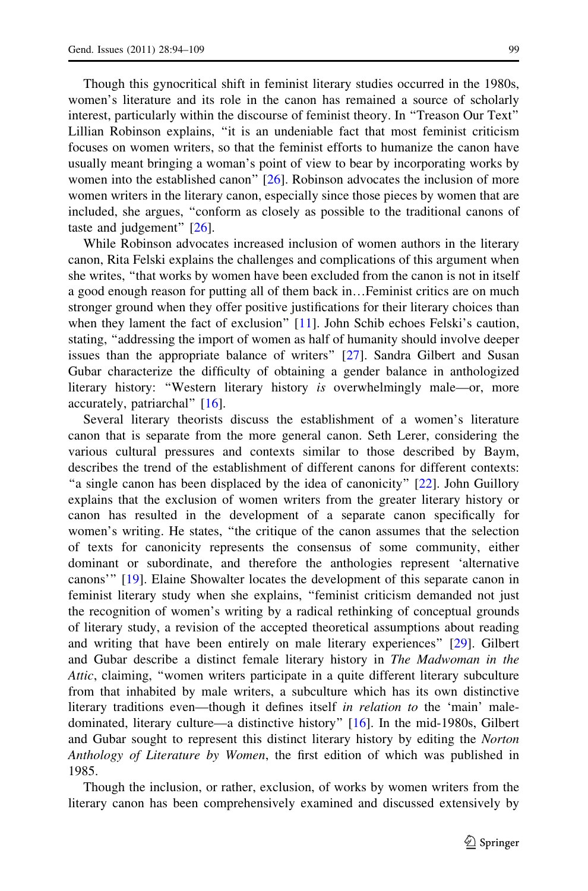Though this gynocritical shift in feminist literary studies occurred in the 1980s, women's literature and its role in the canon has remained a source of scholarly interest, particularly within the discourse of feminist theory. In "Treason Our Text" Lillian Robinson explains, "it is an undeniable fact that most feminist criticism focuses on women writers, so that the feminist efforts to humanize the canon have usually meant bringing a woman's point of view to bear by incorporating works by women into the established canon" [26]. Robinson advocates the inclusion of more women writers in the literary canon, especially since those pieces by women that are included, she argues, "conform as closely as possible to the traditional canons of taste and judgement" [26].

While Robinson advocates increased inclusion of women authors in the literary canon, Rita Felski explains the challenges and complications of this argument when she writes, "that works by women have been excluded from the canon is not in itself a good enough reason for putting all of them back in…Feminist critics are on much stronger ground when they offer positive justifications for their literary choices than when they lament the fact of exclusion" [11]. John Schib echoes Felski's caution, stating, "addressing the import of women as half of humanity should involve deeper issues than the appropriate balance of writers" [27]. Sandra Gilbert and Susan Gubar characterize the difficulty of obtaining a gender balance in anthologized literary history: "Western literary history *is* overwhelmingly male—or, more accurately, patriarchal" [16].

Several literary theorists discuss the establishment of a women's literature canon that is separate from the more general canon. Seth Lerer, considering the various cultural pressures and contexts similar to those described by Baym, describes the trend of the establishment of different canons for different contexts: "a single canon has been displaced by the idea of canonicity" [22]. John Guillory explains that the exclusion of women writers from the greater literary history or canon has resulted in the development of a separate canon specifically for women's writing. He states, "the critique of the canon assumes that the selection of texts for canonicity represents the consensus of some community, either dominant or subordinate, and therefore the anthologies represent 'alternative canons'" [19]. Elaine Showalter locates the development of this separate canon in feminist literary study when she explains, "feminist criticism demanded not just the recognition of women's writing by a radical rethinking of conceptual grounds of literary study, a revision of the accepted theoretical assumptions about reading and writing that have been entirely on male literary experiences" [29]. Gilbert and Gubar describe a distinct female literary history in *The Madwoman in the Attic*, claiming, "women writers participate in a quite different literary subculture from that inhabited by male writers, a subculture which has its own distinctive literary traditions even—though it defines itself *in relation to* the 'main' male-dominated, literary culture—a distinctive history" [16]. In the mid-1980s, Gilbert and Gubar sought to represent this distinct literary history by editing the *Norton Anthology of Literature by Women*, the first edition of which was published in 1985.

Though the inclusion, or rather, exclusion, of works by women writers from the literary canon has been comprehensively examined and discussed extensively by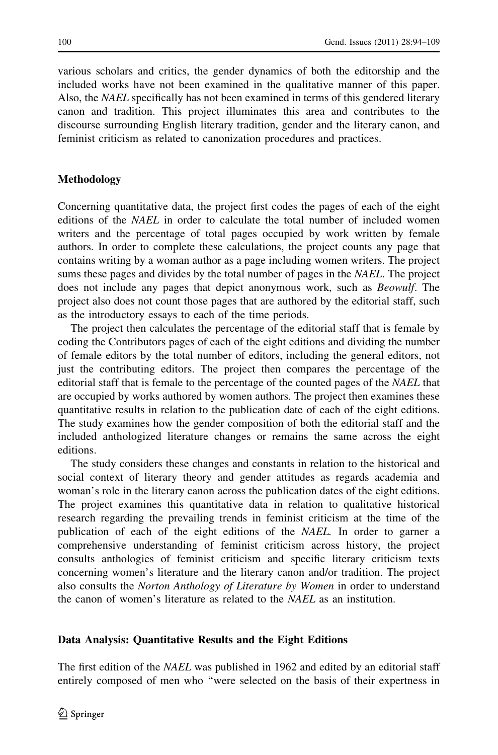various scholars and critics, the gender dynamics of both the editorship and the included works have not been examined in the qualitative manner of this paper. Also, the *NAEL* specifically has not been examined in terms of this gendered literary canon and tradition. This project illuminates this area and contributes to the discourse surrounding English literary tradition, gender and the literary canon, and feminist criticism as related to canonization procedures and practices.

## Methodology

Concerning quantitative data, the project first codes the pages of each of the eight editions of the *NAEL* in order to calculate the total number of included women writers and the percentage of total pages occupied by work written by female authors. In order to complete these calculations, the project counts any page that contains writing by a woman author as a page including women writers. The project sums these pages and divides by the total number of pages in the *NAEL*. The project does not include any pages that depict anonymous work, such as *Beowulf*. The project also does not count those pages that are authored by the editorial staff, such as the introductory essays to each of the time periods.

The project then calculates the percentage of the editorial staff that is female by coding the Contributors pages of each of the eight editions and dividing the number of female editors by the total number of editors, including the general editors, not just the contributing editors. The project then compares the percentage of the editorial staff that is female to the percentage of the counted pages of the *NAEL* that are occupied by works authored by women authors. The project then examines these quantitative results in relation to the publication date of each of the eight editions. The study examines how the gender composition of both the editorial staff and the included anthologized literature changes or remains the same across the eight editions.

The study considers these changes and constants in relation to the historical and social context of literary theory and gender attitudes as regards academia and woman's role in the literary canon across the publication dates of the eight editions. The project examines this quantitative data in relation to qualitative historical research regarding the prevailing trends in feminist criticism at the time of the publication of each of the eight editions of the *NAEL*. In order to garner a comprehensive understanding of feminist criticism across history, the project consults anthologies of feminist criticism and specific literary criticism texts concerning women's literature and the literary canon and/or tradition. The project also consults the *Norton Anthology of Literature by Women* in order to understand the canon of women's literature as related to the *NAEL* as an institution.

## Data Analysis: Quantitative Results and the Eight Editions

The first edition of the *NAEL* was published in 1962 and edited by an editorial staff entirely composed of men who "were selected on the basis of their expertness in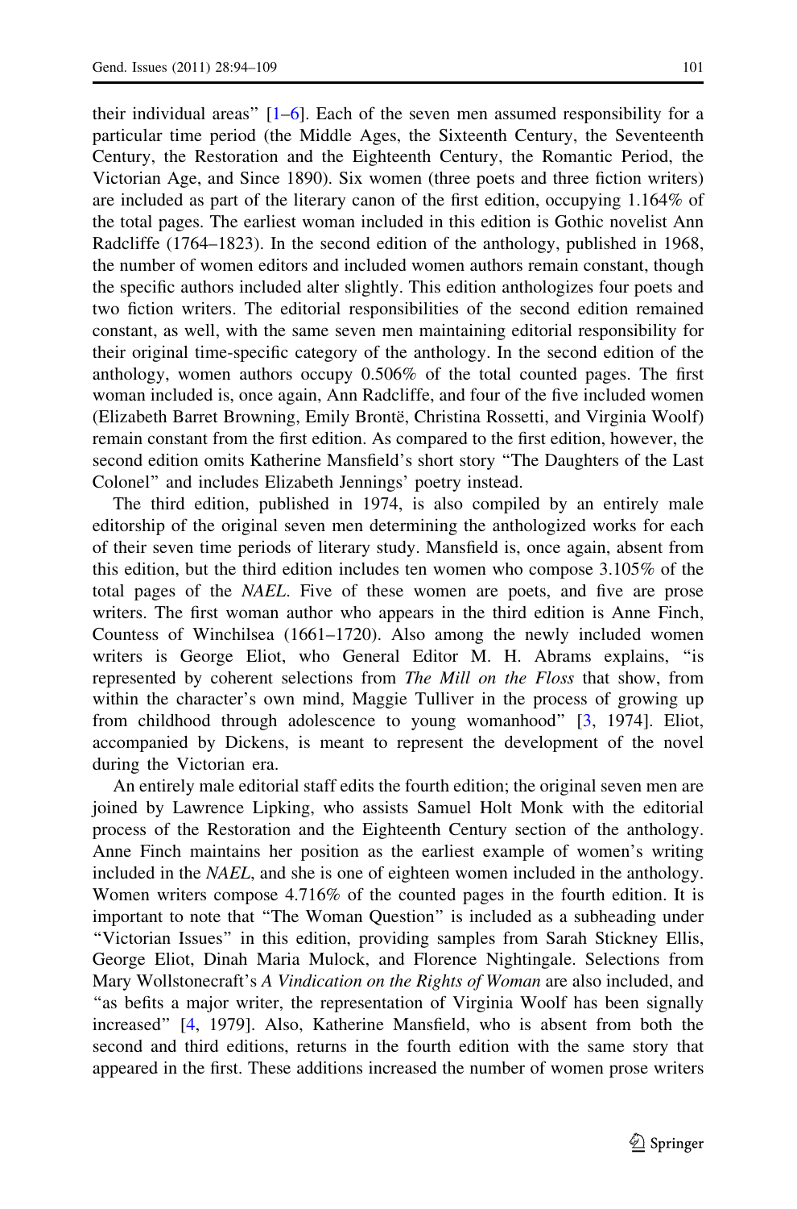their individual areas" [1–6]. Each of the seven men assumed responsibility for a particular time period (the Middle Ages, the Sixteenth Century, the Seventeenth Century, the Restoration and the Eighteenth Century, the Romantic Period, the Victorian Age, and Since 1890). Six women (three poets and three fiction writers) are included as part of the literary canon of the first edition, occupying 1.164% of the total pages. The earliest woman included in this edition is Gothic novelist Ann Radcliffe (1764–1823). In the second edition of the anthology, published in 1968, the number of women editors and included women authors remain constant, though the specific authors included alter slightly. This edition anthologizes four poets and two fiction writers. The editorial responsibilities of the second edition remained constant, as well, with the same seven men maintaining editorial responsibility for their original time-specific category of the anthology. In the second edition of the anthology, women authors occupy 0.506% of the total counted pages. The first woman included is, once again, Ann Radcliffe, and four of the five included women (Elizabeth Barret Browning, Emily Brontë, Christina Rossetti, and Virginia Woolf) remain constant from the first edition. As compared to the first edition, however, the second edition omits Katherine Mansfield's short story "The Daughters of the Last Colonel" and includes Elizabeth Jennings' poetry instead.

The third edition, published in 1974, is also compiled by an entirely male editorship of the original seven men determining the anthologized works for each of their seven time periods of literary study. Mansfield is, once again, absent from this edition, but the third edition includes ten women who compose 3.105% of the total pages of the *NAEL*. Five of these women are poets, and five are prose writers. The first woman author who appears in the third edition is Anne Finch, Countess of Winchilsea (1661–1720). Also among the newly included women writers is George Eliot, who General Editor M. H. Abrams explains, "is represented by coherent selections from *The Mill on the Floss* that show, from within the character's own mind, Maggie Tulliver in the process of growing up from childhood through adolescence to young womanhood" [3, 1974]. Eliot, accompanied by Dickens, is meant to represent the development of the novel during the Victorian era.

An entirely male editorial staff edits the fourth edition; the original seven men are joined by Lawrence Lipking, who assists Samuel Holt Monk with the editorial process of the Restoration and the Eighteenth Century section of the anthology. Anne Finch maintains her position as the earliest example of women's writing included in the *NAEL*, and she is one of eighteen women included in the anthology. Women writers compose 4.716% of the counted pages in the fourth edition. It is important to note that "The Woman Question" is included as a subheading under "Victorian Issues" in this edition, providing samples from Sarah Stickney Ellis, George Eliot, Dinah Maria Mulock, and Florence Nightingale. Selections from Mary Wollstonecraft's *A Vindication on the Rights of Woman* are also included, and "as befits a major writer, the representation of Virginia Woolf has been signally increased" [4, 1979]. Also, Katherine Mansfield, who is absent from both the second and third editions, returns in the fourth edition with the same story that appeared in the first. These additions increased the number of women prose writers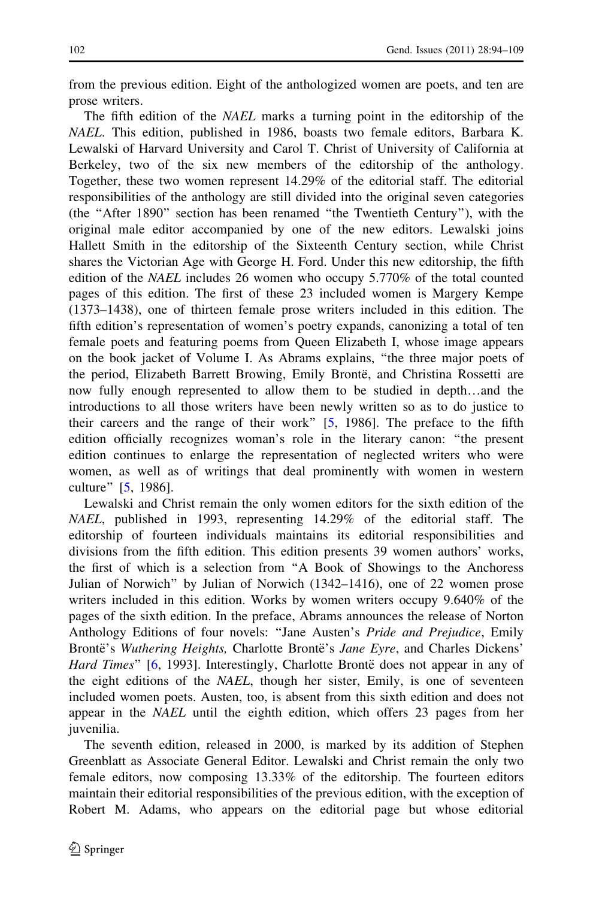from the previous edition. Eight of the anthologized women are poets, and ten are prose writers.

The fifth edition of the *NAEL* marks a turning point in the editorship of the *NAEL*. This edition, published in 1986, boasts two female editors, Barbara K. Lewalski of Harvard University and Carol T. Christ of University of California at Berkeley, two of the six new members of the editorship of the anthology. Together, these two women represent 14.29% of the editorial staff. The editorial responsibilities of the anthology are still divided into the original seven categories (the "After 1890" section has been renamed "the Twentieth Century"), with the original male editor accompanied by one of the new editors. Lewalski joins Hallett Smith in the editorship of the Sixteenth Century section, while Christ shares the Victorian Age with George H. Ford. Under this new editorship, the fifth edition of the *NAEL* includes 26 women who occupy 5.770% of the total counted pages of this edition. The first of these 23 included women is Margery Kempe (1373–1438), one of thirteen female prose writers included in this edition. The fifth edition's representation of women's poetry expands, canonizing a total of ten female poets and featuring poems from Queen Elizabeth I, whose image appears on the book jacket of Volume I. As Abrams explains, "the three major poets of the period, Elizabeth Barrett Browing, Emily Brontë, and Christina Rossetti are now fully enough represented to allow them to be studied in depth…and the introductions to all those writers have been newly written so as to do justice to their careers and the range of their work" [5, 1986]. The preface to the fifth edition officially recognizes woman's role in the literary canon: "the present edition continues to enlarge the representation of neglected writers who were women, as well as of writings that deal prominently with women in western culture" [5, 1986].

Lewalski and Christ remain the only women editors for the sixth edition of the *NAEL*, published in 1993, representing 14.29% of the editorial staff. The editorship of fourteen individuals maintains its editorial responsibilities and divisions from the fifth edition. This edition presents 39 women authors' works, the first of which is a selection from "A Book of Showings to the Anchoress Julian of Norwich" by Julian of Norwich (1342–1416), one of 22 women prose writers included in this edition. Works by women writers occupy 9.640% of the pages of the sixth edition. In the preface, Abrams announces the release of Norton Anthology Editions of four novels: "Jane Austen's *Pride and Prejudice*, Emily Brontë's *Wuthering Heights,* Charlotte Brontë's *Jane Eyre*, and Charles Dickens' *Hard Times*" [6, 1993]. Interestingly, Charlotte Brontë does not appear in any of the eight editions of the *NAEL*, though her sister, Emily, is one of seventeen included women poets. Austen, too, is absent from this sixth edition and does not appear in the *NAEL* until the eighth edition, which offers 23 pages from her juvenilia.

The seventh edition, released in 2000, is marked by its addition of Stephen Greenblatt as Associate General Editor. Lewalski and Christ remain the only two female editors, now composing 13.33% of the editorship. The fourteen editors maintain their editorial responsibilities of the previous edition, with the exception of Robert M. Adams, who appears on the editorial page but whose editorial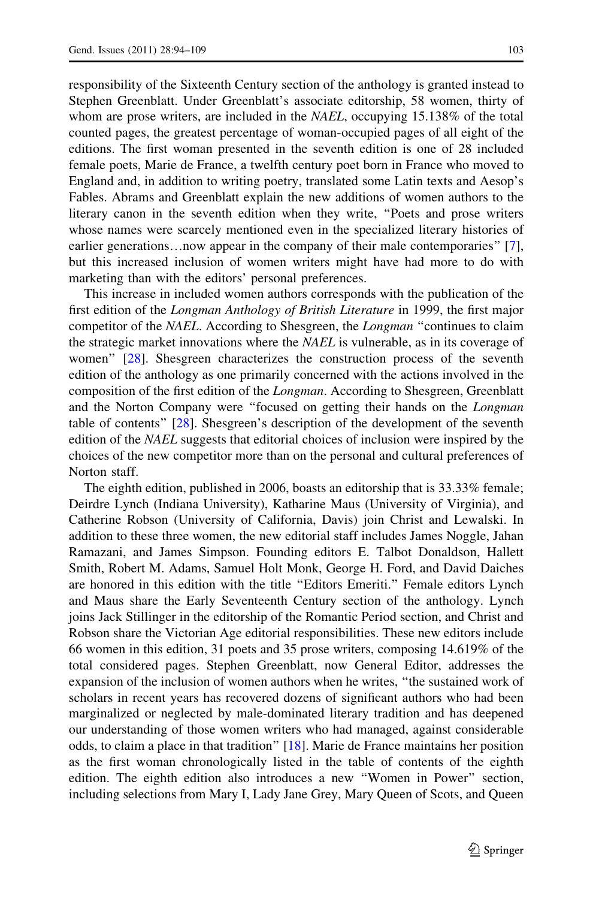responsibility of the Sixteenth Century section of the anthology is granted instead to Stephen Greenblatt. Under Greenblatt's associate editorship, 58 women, thirty of whom are prose writers, are included in the *NAEL*, occupying 15.138% of the total counted pages, the greatest percentage of woman-occupied pages of all eight of the editions. The first woman presented in the seventh edition is one of 28 included female poets, Marie de France, a twelfth century poet born in France who moved to England and, in addition to writing poetry, translated some Latin texts and Aesop's Fables. Abrams and Greenblatt explain the new additions of women authors to the literary canon in the seventh edition when they write, "Poets and prose writers whose names were scarcely mentioned even in the specialized literary histories of earlier generations…now appear in the company of their male contemporaries" [7], but this increased inclusion of women writers might have had more to do with marketing than with the editors' personal preferences.

This increase in included women authors corresponds with the publication of the first edition of the *Longman Anthology of British Literature* in 1999, the first major competitor of the *NAEL*. According to Shesgreen, the *Longman* "continues to claim the strategic market innovations where the *NAEL* is vulnerable, as in its coverage of women" [28]. Shesgreen characterizes the construction process of the seventh edition of the anthology as one primarily concerned with the actions involved in the composition of the first edition of the *Longman*. According to Shesgreen, Greenblatt and the Norton Company were "focused on getting their hands on the *Longman* table of contents" [28]. Shesgreen's description of the development of the seventh edition of the *NAEL* suggests that editorial choices of inclusion were inspired by the choices of the new competitor more than on the personal and cultural preferences of Norton staff.

The eighth edition, published in 2006, boasts an editorship that is 33.33% female; Deirdre Lynch (Indiana University), Katharine Maus (University of Virginia), and Catherine Robson (University of California, Davis) join Christ and Lewalski. In addition to these three women, the new editorial staff includes James Noggle, Jahan Ramazani, and James Simpson. Founding editors E. Talbot Donaldson, Hallett Smith, Robert M. Adams, Samuel Holt Monk, George H. Ford, and David Daiches are honored in this edition with the title "Editors Emeriti." Female editors Lynch and Maus share the Early Seventeenth Century section of the anthology. Lynch joins Jack Stillinger in the editorship of the Romantic Period section, and Christ and Robson share the Victorian Age editorial responsibilities. These new editors include 66 women in this edition, 31 poets and 35 prose writers, composing 14.619% of the total considered pages. Stephen Greenblatt, now General Editor, addresses the expansion of the inclusion of women authors when he writes, "the sustained work of scholars in recent years has recovered dozens of significant authors who had been marginalized or neglected by male-dominated literary tradition and has deepened our understanding of those women writers who had managed, against considerable odds, to claim a place in that tradition" [18]. Marie de France maintains her position as the first woman chronologically listed in the table of contents of the eighth edition. The eighth edition also introduces a new "Women in Power" section, including selections from Mary I, Lady Jane Grey, Mary Queen of Scots, and Queen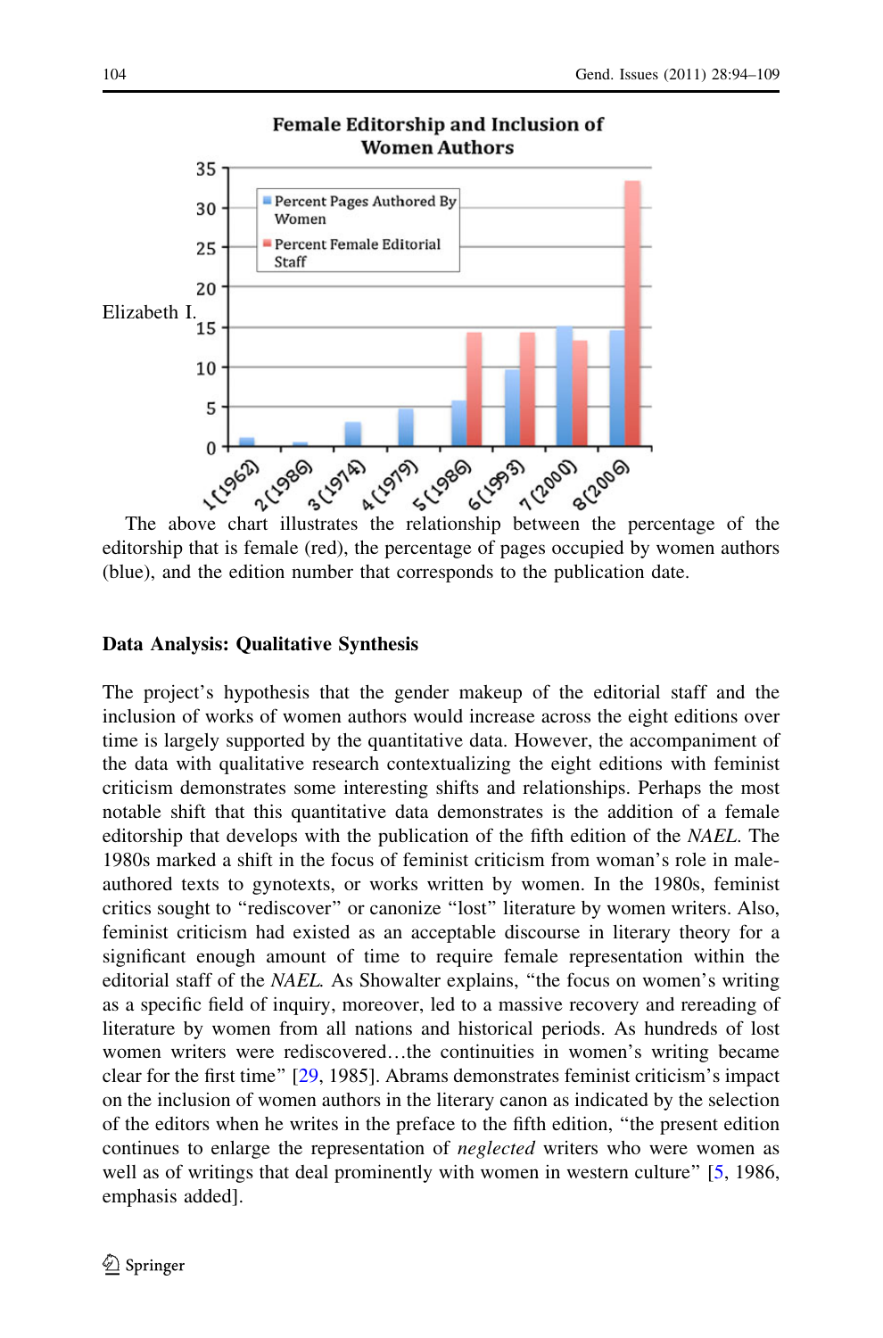Elizabeth I.

The above chart illustrates the relationship between the percentage of the editorship that is female (red), the percentage of pages occupied by women authors (blue), and the edition number that corresponds to the publication date.

### Data Analysis: Qualitative Synthesis

The project's hypothesis that the gender makeup of the editorial staff and the inclusion of works of women authors would increase across the eight editions over time is largely supported by the quantitative data. However, the accompaniment of the data with qualitative research contextualizing the eight editions with feminist criticism demonstrates some interesting shifts and relationships. Perhaps the most notable shift that this quantitative data demonstrates is the addition of a female editorship that develops with the publication of the fifth edition of the *NAEL*. The 1980s marked a shift in the focus of feminist criticism from woman's role in male-authored texts to gynotexts, or works written by women. In the 1980s, feminist critics sought to "rediscover" or canonize "lost" literature by women writers. Also, feminist criticism had existed as an acceptable discourse in literary theory for a significant enough amount of time to require female representation within the editorial staff of the *NAEL.* As Showalter explains, "the focus on women's writing as a specific field of inquiry, moreover, led to a massive recovery and rereading of literature by women from all nations and historical periods. As hundreds of lost women writers were rediscovered…the continuities in women's writing became clear for the first time" [29, 1985]. Abrams demonstrates feminist criticism's impact on the inclusion of women authors in the literary canon as indicated by the selection of the editors when he writes in the preface to the fifth edition, "the present edition continues to enlarge the representation of *neglected* writers who were women as well as of writings that deal prominently with women in western culture" [5, 1986, emphasis added].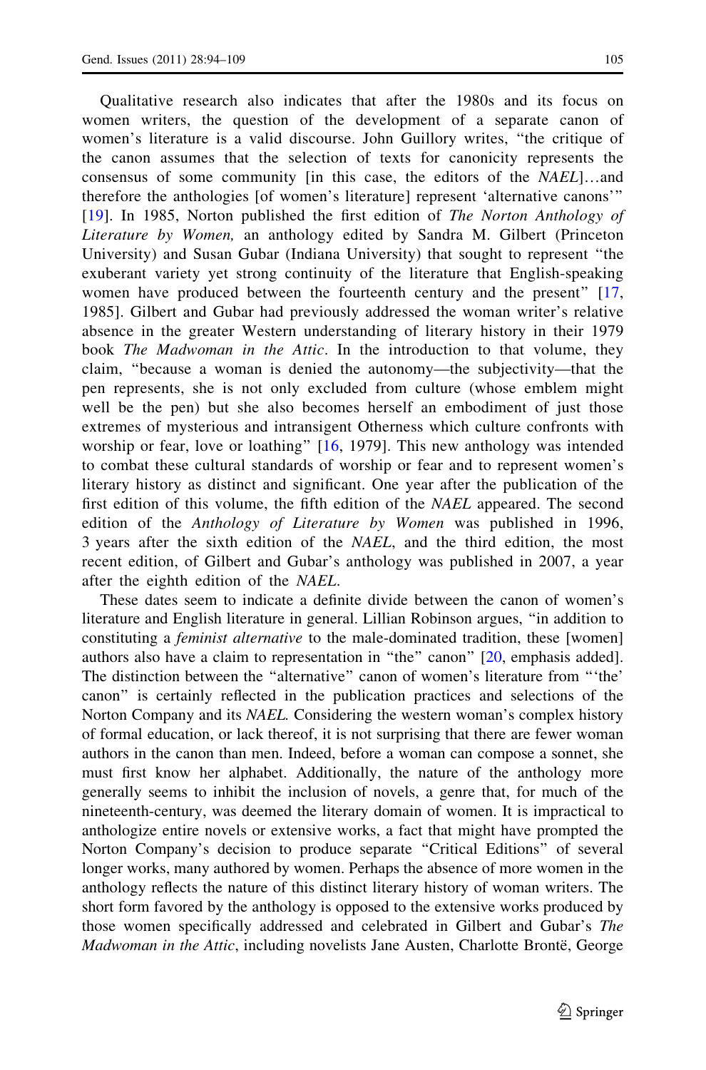Qualitative research also indicates that after the 1980s and its focus on women writers, the question of the development of a separate canon of women's literature is a valid discourse. John Guillory writes, "the critique of the canon assumes that the selection of texts for canonicity represents the consensus of some community [in this case, the editors of the *NAEL*]…and therefore the anthologies [of women's literature] represent 'alternative canons'" [19]. In 1985, Norton published the first edition of *The Norton Anthology of Literature by Women,* an anthology edited by Sandra M. Gilbert (Princeton University) and Susan Gubar (Indiana University) that sought to represent "the exuberant variety yet strong continuity of the literature that English-speaking women have produced between the fourteenth century and the present" [17, 1985]. Gilbert and Gubar had previously addressed the woman writer's relative absence in the greater Western understanding of literary history in their 1979 book *The Madwoman in the Attic*. In the introduction to that volume, they claim, "because a woman is denied the autonomy—the subjectivity—that the pen represents, she is not only excluded from culture (whose emblem might well be the pen) but she also becomes herself an embodiment of just those extremes of mysterious and intransigent Otherness which culture confronts with worship or fear, love or loathing" [16, 1979]. This new anthology was intended to combat these cultural standards of worship or fear and to represent women's literary history as distinct and significant. One year after the publication of the first edition of this volume, the fifth edition of the *NAEL* appeared. The second edition of the *Anthology of Literature by Women* was published in 1996, 3 years after the sixth edition of the *NAEL*, and the third edition, the most recent edition, of Gilbert and Gubar's anthology was published in 2007, a year after the eighth edition of the *NAEL*.

These dates seem to indicate a definite divide between the canon of women's literature and English literature in general. Lillian Robinson argues, "in addition to constituting a *feminist alternative* to the male-dominated tradition, these [women] authors also have a claim to representation in "the" canon" [20, emphasis added]. The distinction between the "alternative" canon of women's literature from "'the' canon" is certainly reflected in the publication practices and selections of the Norton Company and its *NAEL*. Considering the western woman's complex history of formal education, or lack thereof, it is not surprising that there are fewer woman authors in the canon than men. Indeed, before a woman can compose a sonnet, she must first know her alphabet. Additionally, the nature of the anthology more generally seems to inhibit the inclusion of novels, a genre that, for much of the nineteenth-century, was deemed the literary domain of women. It is impractical to anthologize entire novels or extensive works, a fact that might have prompted the Norton Company's decision to produce separate "Critical Editions" of several longer works, many authored by women. Perhaps the absence of more women in the anthology reflects the nature of this distinct literary history of woman writers. The short form favored by the anthology is opposed to the extensive works produced by those women specifically addressed and celebrated in Gilbert and Gubar's *The Madwoman in the Attic*, including novelists Jane Austen, Charlotte Brontë, George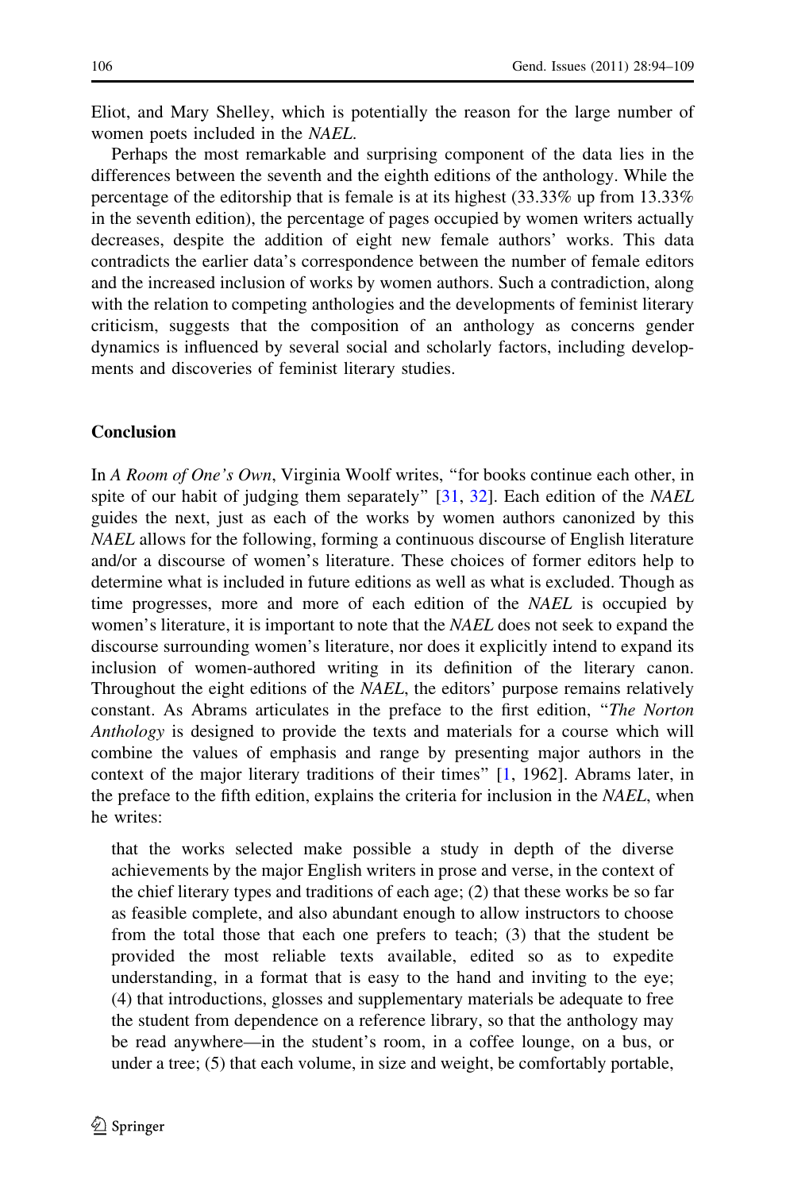Eliot, and Mary Shelley, which is potentially the reason for the large number of women poets included in the *NAEL*.

Perhaps the most remarkable and surprising component of the data lies in the differences between the seventh and the eighth editions of the anthology. While the percentage of the editorship that is female is at its highest (33.33% up from 13.33% in the seventh edition), the percentage of pages occupied by women writers actually decreases, despite the addition of eight new female authors' works. This data contradicts the earlier data's correspondence between the number of female editors and the increased inclusion of works by women authors. Such a contradiction, along with the relation to competing anthologies and the developments of feminist literary criticism, suggests that the composition of an anthology as concerns gender dynamics is influenced by several social and scholarly factors, including developments and discoveries of feminist literary studies.

## Conclusion

In *A Room of One's Own*, Virginia Woolf writes, "for books continue each other, in spite of our habit of judging them separately" [31, 32]. Each edition of the *NAEL* guides the next, just as each of the works by women authors canonized by this *NAEL* allows for the following, forming a continuous discourse of English literature and/or a discourse of women's literature. These choices of former editors help to determine what is included in future editions as well as what is excluded. Though as time progresses, more and more of each edition of the *NAEL* is occupied by women's literature, it is important to note that the *NAEL* does not seek to expand the discourse surrounding women's literature, nor does it explicitly intend to expand its inclusion of women-authored writing in its definition of the literary canon. Throughout the eight editions of the *NAEL*, the editors' purpose remains relatively constant. As Abrams articulates in the preface to the first edition, "*The Norton Anthology* is designed to provide the texts and materials for a course which will combine the values of emphasis and range by presenting major authors in the context of the major literary traditions of their times" [1, 1962]. Abrams later, in the preface to the fifth edition, explains the criteria for inclusion in the *NAEL*, when he writes:

> that the works selected make possible a study in depth of the diverse achievements by the major English writers in prose and verse, in the context of the chief literary types and traditions of each age; (2) that these works be so far as feasible complete, and also abundant enough to allow instructors to choose from the total those that each one prefers to teach; (3) that the student be provided the most reliable texts available, edited so as to expedite understanding, in a format that is easy to the hand and inviting to the eye; (4) that introductions, glosses and supplementary materials be adequate to free the student from dependence on a reference library, so that the anthology may be read anywhere—in the student's room, in a coffee lounge, on a bus, or under a tree; (5) that each volume, in size and weight, be comfortably portable,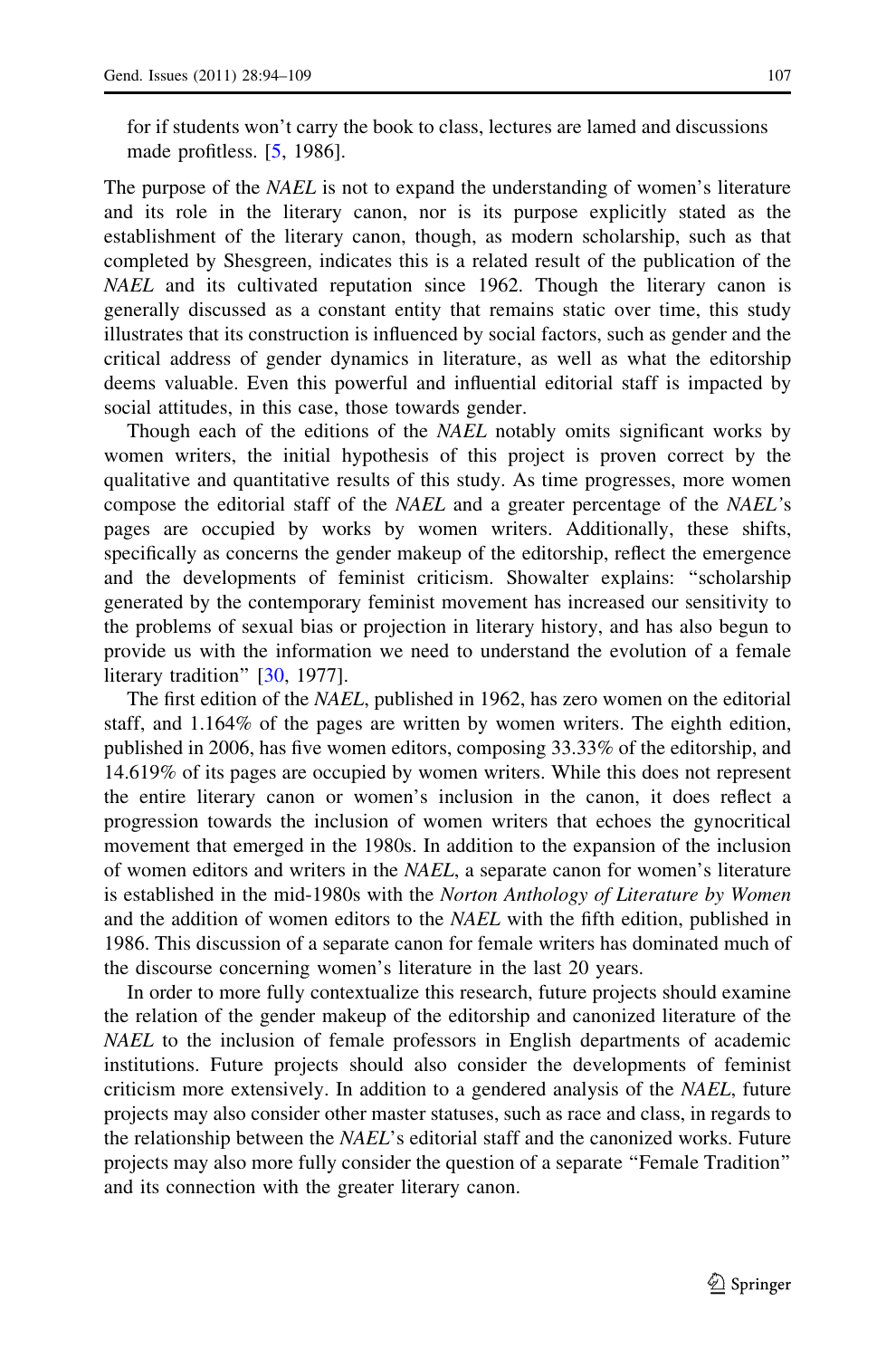for if students won't carry the book to class, lectures are lamed and discussions made profitless. [5, 1986].

The purpose of the *NAEL* is not to expand the understanding of women's literature and its role in the literary canon, nor is its purpose explicitly stated as the establishment of the literary canon, though, as modern scholarship, such as that completed by Shesgreen, indicates this is a related result of the publication of the *NAEL* and its cultivated reputation since 1962. Though the literary canon is generally discussed as a constant entity that remains static over time, this study illustrates that its construction is influenced by social factors, such as gender and the critical address of gender dynamics in literature, as well as what the editorship deems valuable. Even this powerful and influential editorial staff is impacted by social attitudes, in this case, those towards gender.

Though each of the editions of the *NAEL* notably omits significant works by women writers, the initial hypothesis of this project is proven correct by the qualitative and quantitative results of this study. As time progresses, more women compose the editorial staff of the *NAEL* and a greater percentage of the *NAEL*'s pages are occupied by works by women writers. Additionally, these shifts, specifically as concerns the gender makeup of the editorship, reflect the emergence and the developments of feminist criticism. Showalter explains: "scholarship generated by the contemporary feminist movement has increased our sensitivity to the problems of sexual bias or projection in literary history, and has also begun to provide us with the information we need to understand the evolution of a female literary tradition" [30, 1977].

The first edition of the *NAEL*, published in 1962, has zero women on the editorial staff, and 1.164% of the pages are written by women writers. The eighth edition, published in 2006, has five women editors, composing 33.33% of the editorship, and 14.619% of its pages are occupied by women writers. While this does not represent the entire literary canon or women's inclusion in the canon, it does reflect a progression towards the inclusion of women writers that echoes the gynocritical movement that emerged in the 1980s. In addition to the expansion of the inclusion of women editors and writers in the *NAEL*, a separate canon for women's literature is established in the mid-1980s with the *Norton Anthology of Literature by Women* and the addition of women editors to the *NAEL* with the fifth edition, published in 1986. This discussion of a separate canon for female writers has dominated much of the discourse concerning women's literature in the last 20 years.

In order to more fully contextualize this research, future projects should examine the relation of the gender makeup of the editorship and canonized literature of the *NAEL* to the inclusion of female professors in English departments of academic institutions. Future projects should also consider the developments of feminist criticism more extensively. In addition to a gendered analysis of the *NAEL*, future projects may also consider other master statuses, such as race and class, in regards to the relationship between the *NAEL*'s editorial staff and the canonized works. Future projects may also more fully consider the question of a separate "Female Tradition" and its connection with the greater literary canon.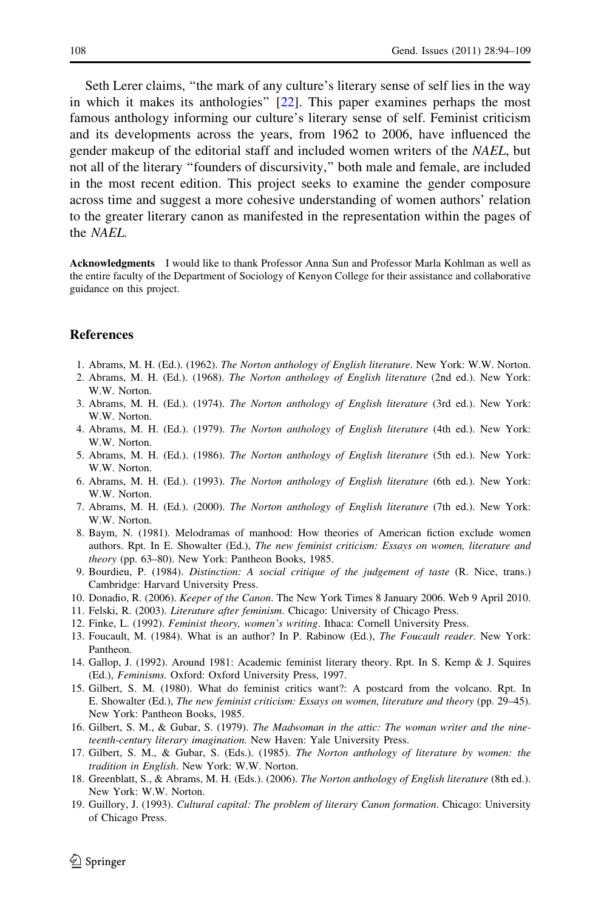Seth Lerer claims, "the mark of any culture's literary sense of self lies in the way in which it makes its anthologies" [22]. This paper examines perhaps the most famous anthology informing our culture's literary sense of self. Feminist criticism and its developments across the years, from 1962 to 2006, have influenced the gender makeup of the editorial staff and included women writers of the *NAEL*, but not all of the literary "founders of discursivity," both male and female, are included in the most recent edition. This project seeks to examine the gender composure across time and suggest a more cohesive understanding of women authors' relation to the greater literary canon as manifested in the representation within the pages of the *NAEL*.

**Acknowledgments** I would like to thank Professor Anna Sun and Professor Marla Kohlman as well as the entire faculty of the Department of Sociology of Kenyon College for their assistance and collaborative guidance on this project.

## References

1. Abrams, M. H. (Ed.). (1962). *The Norton anthology of English literature*. New York: W.W. Norton.
2. Abrams, M. H. (Ed.). (1968). *The Norton anthology of English literature* (2nd ed.). New York: W.W. Norton.
3. Abrams, M. H. (Ed.). (1974). *The Norton anthology of English literature* (3rd ed.). New York: W.W. Norton.
4. Abrams, M. H. (Ed.). (1979). *The Norton anthology of English literature* (4th ed.). New York: W.W. Norton.
5. Abrams, M. H. (Ed.). (1986). *The Norton anthology of English literature* (5th ed.). New York: W.W. Norton.
6. Abrams, M. H. (Ed.). (1993). *The Norton anthology of English literature* (6th ed.). New York: W.W. Norton.
7. Abrams, M. H. (Ed.). (2000). *The Norton anthology of English literature* (7th ed.). New York: W.W. Norton.
8. Baym, N. (1981). Melodramas of manhood: How theories of American fiction exclude women authors. Rpt. In E. Showalter (Ed.), *The new feminist criticism: Essays on women, literature and theory* (pp. 63–80). New York: Pantheon Books, 1985.
9. Bourdieu, P. (1984). *Distinction: A social critique of the judgement of taste* (R. Nice, trans.) Cambridge: Harvard University Press.
10. Donadio, R. (2006). *Keeper of the Canon*. The New York Times 8 January 2006. Web 9 April 2010.
11. Felski, R. (2003). *Literature after feminism*. Chicago: University of Chicago Press.
12. Finke, L. (1992). *Feminist theory, women's writing*. Ithaca: Cornell University Press.
13. Foucault, M. (1984). What is an author? In P. Rabinow (Ed.), *The Foucault reader*. New York: Pantheon.
14. Gallop, J. (1992). Around 1981: Academic feminist literary theory. Rpt. In S. Kemp & J. Squires (Ed.), *Feminisms*. Oxford: Oxford University Press, 1997.
15. Gilbert, S. M. (1980). What do feminist critics want?: A postcard from the volcano. Rpt. In E. Showalter (Ed.), *The new feminist criticism: Essays on women, literature and theory* (pp. 29–45). New York: Pantheon Books, 1985.
16. Gilbert, S. M., & Gubar, S. (1979). *The Madwoman in the attic: The woman writer and the nineteenth-century literary imagination*. New Haven: Yale University Press.
17. Gilbert, S. M., & Gubar, S. (Eds.). (1985). *The Norton anthology of literature by women: the tradition in English*. New York: W.W. Norton.
18. Greenblatt, S., & Abrams, M. H. (Eds.). (2006). *The Norton anthology of English literature* (8th ed.). New York: W.W. Norton.
19. Guillory, J. (1993). *Cultural capital: The problem of literary Canon formation*. Chicago: University of Chicago Press.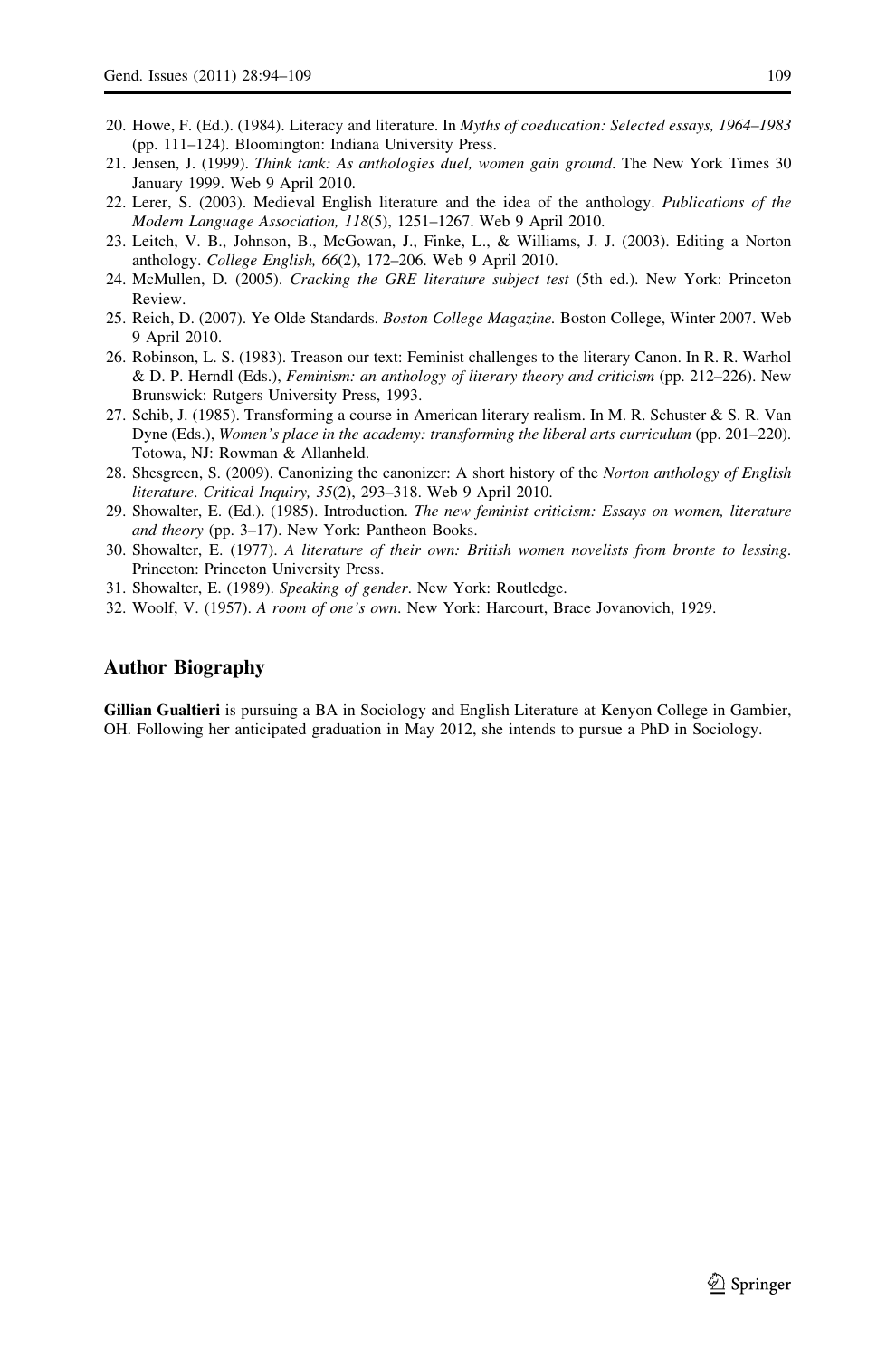20. Howe, F. (Ed.). (1984). Literacy and literature. In *Myths of coeducation: Selected essays, 1964–1983* (pp. 111–124). Bloomington: Indiana University Press.
21. Jensen, J. (1999). *Think tank: As anthologies duel, women gain ground*. The New York Times 30 January 1999. Web 9 April 2010.
22. Lerer, S. (2003). Medieval English literature and the idea of the anthology. *Publications of the Modern Language Association, 118*(5), 1251–1267. Web 9 April 2010.
23. Leitch, V. B., Johnson, B., McGowan, J., Finke, L., & Williams, J. J. (2003). Editing a Norton anthology. *College English, 66*(2), 172–206. Web 9 April 2010.
24. McMullen, D. (2005). *Cracking the GRE literature subject test* (5th ed.). New York: Princeton Review.
25. Reich, D. (2007). Ye Olde Standards. *Boston College Magazine.* Boston College, Winter 2007. Web 9 April 2010.
26. Robinson, L. S. (1983). Treason our text: Feminist challenges to the literary Canon. In R. R. Warhol & D. P. Herndl (Eds.), *Feminism: an anthology of literary theory and criticism* (pp. 212–226). New Brunswick: Rutgers University Press, 1993.
27. Schib, J. (1985). Transforming a course in American literary realism. In M. R. Schuster & S. R. Van Dyne (Eds.), *Women's place in the academy: transforming the liberal arts curriculum* (pp. 201–220). Totowa, NJ: Rowman & Allanheld.
28. Shesgreen, S. (2009). Canonizing the canonizer: A short history of the *Norton anthology of English literature*. *Critical Inquiry, 35*(2), 293–318. Web 9 April 2010.
29. Showalter, E. (Ed.). (1985). Introduction. *The new feminist criticism: Essays on women, literature and theory* (pp. 3–17). New York: Pantheon Books.
30. Showalter, E. (1977). *A literature of their own: British women novelists from bronte to lessing*. Princeton: Princeton University Press.
31. Showalter, E. (1989). *Speaking of gender*. New York: Routledge.
32. Woolf, V. (1957). *A room of one's own*. New York: Harcourt, Brace Jovanovich, 1929.

## Author Biography

**Gillian Gualtieri** is pursuing a BA in Sociology and English Literature at Kenyon College in Gambier, OH. Following her anticipated graduation in May 2012, she intends to pursue a PhD in Sociology.